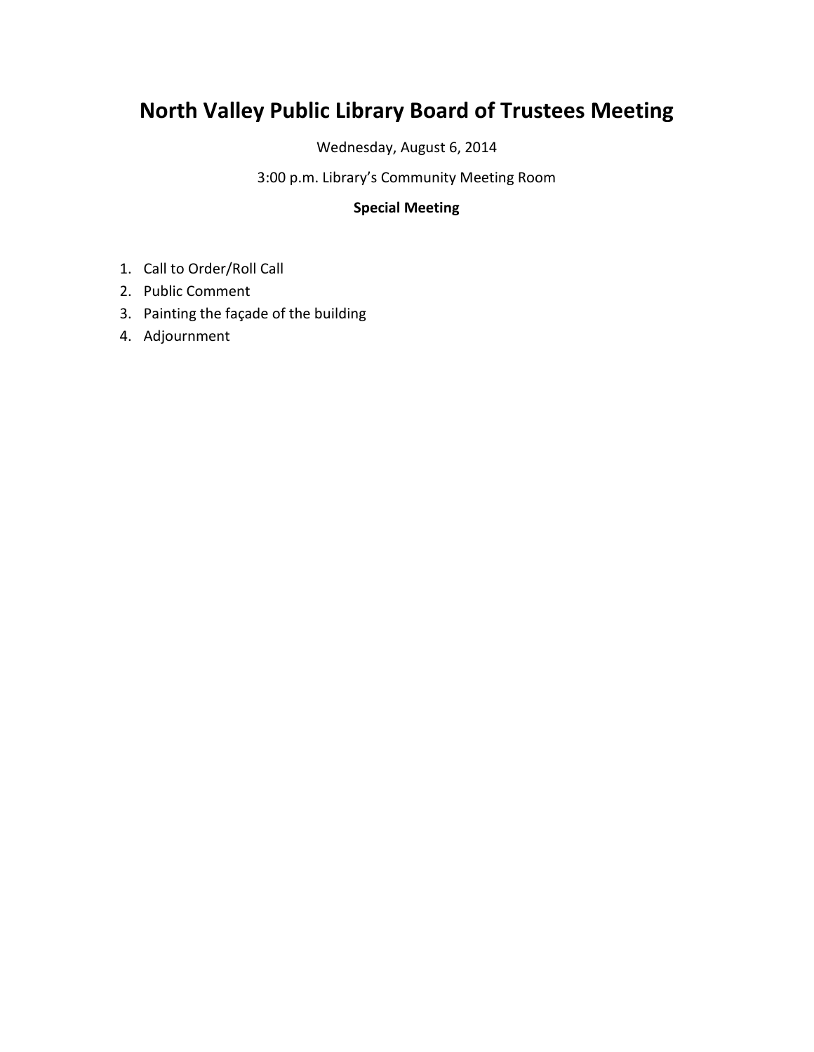# North Valley Public Library Board of Trustees Meeting

Wednesday, August 6, 2014

3:00 p.m. Library's Community Meeting Room

**Special Meeting**

1. Call to Order/Roll Call
2. Public Comment
3. Painting the façade of the building
4. Adjournment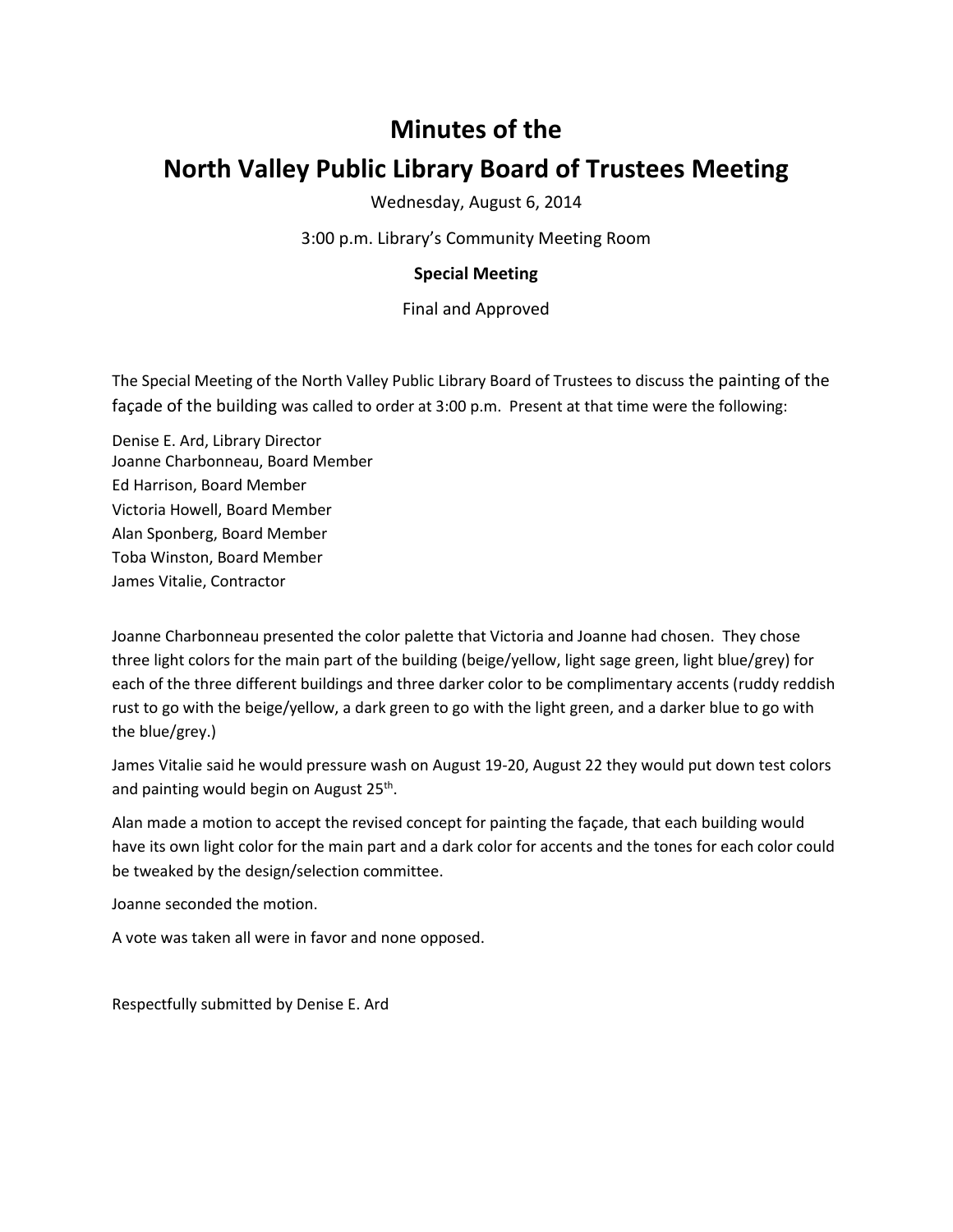# Minutes of the
# North Valley Public Library Board of Trustees Meeting

Wednesday, August 6, 2014

3:00 p.m. Library's Community Meeting Room

**Special Meeting**

Final and Approved

The Special Meeting of the North Valley Public Library Board of Trustees to discuss the painting of the façade of the building was called to order at 3:00 p.m. Present at that time were the following:

Denise E. Ard, Library Director
Joanne Charbonneau, Board Member
Ed Harrison, Board Member
Victoria Howell, Board Member
Alan Sponberg, Board Member
Toba Winston, Board Member
James Vitalie, Contractor

Joanne Charbonneau presented the color palette that Victoria and Joanne had chosen. They chose three light colors for the main part of the building (beige/yellow, light sage green, light blue/grey) for each of the three different buildings and three darker color to be complimentary accents (ruddy reddish rust to go with the beige/yellow, a dark green to go with the light green, and a darker blue to go with the blue/grey.)

James Vitalie said he would pressure wash on August 19-20, August 22 they would put down test colors and painting would begin on August 25th.

Alan made a motion to accept the revised concept for painting the façade, that each building would have its own light color for the main part and a dark color for accents and the tones for each color could be tweaked by the design/selection committee.

Joanne seconded the motion.

A vote was taken all were in favor and none opposed.

Respectfully submitted by Denise E. Ard